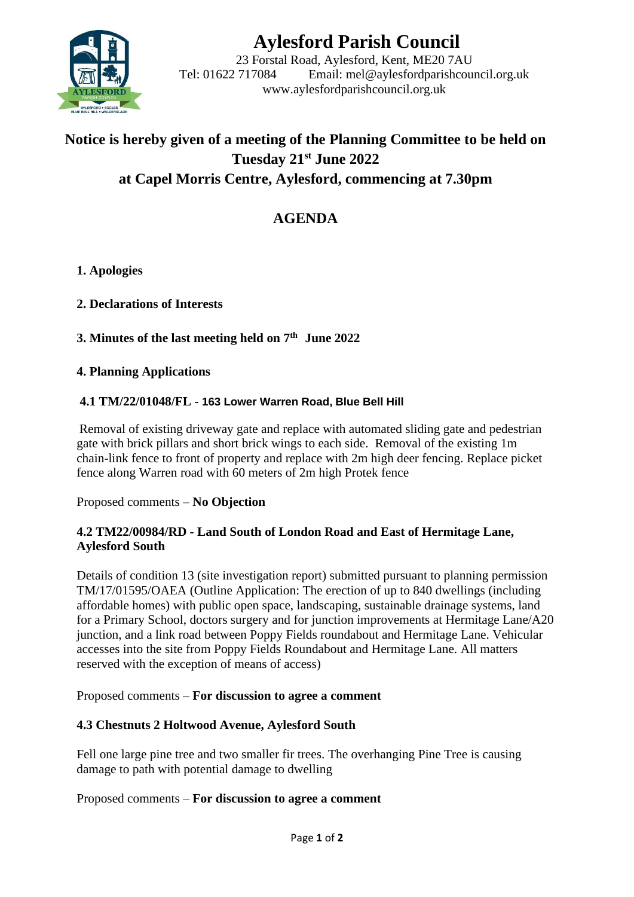# Aylesford Parish Council

23 Forstal Road, Aylesford, Kent, ME20 7AU
Tel: 01622 717084 Email: mel@aylesfordparishcouncil.org.uk
www.aylesfordparishcouncil.org.uk

## Notice is hereby given of a meeting of the Planning Committee to be held on Tuesday 21st June 2022 at Capel Morris Centre, Aylesford, commencing at 7.30pm

## AGENDA

**1. Apologies**

**2. Declarations of Interests**

**3. Minutes of the last meeting held on 7th June 2022**

**4. Planning Applications**

**4.1 TM/22/01048/FL - 163 Lower Warren Road, Blue Bell Hill**

Removal of existing driveway gate and replace with automated sliding gate and pedestrian gate with brick pillars and short brick wings to each side. Removal of the existing 1m chain-link fence to front of property and replace with 2m high deer fencing. Replace picket fence along Warren road with 60 meters of 2m high Protek fence

Proposed comments – **No Objection**

**4.2 TM22/00984/RD - Land South of London Road and East of Hermitage Lane, Aylesford South**

Details of condition 13 (site investigation report) submitted pursuant to planning permission TM/17/01595/OAEA (Outline Application: The erection of up to 840 dwellings (including affordable homes) with public open space, landscaping, sustainable drainage systems, land for a Primary School, doctors surgery and for junction improvements at Hermitage Lane/A20 junction, and a link road between Poppy Fields roundabout and Hermitage Lane. Vehicular accesses into the site from Poppy Fields Roundabout and Hermitage Lane. All matters reserved with the exception of means of access)

Proposed comments – **For discussion to agree a comment**

**4.3 Chestnuts 2 Holtwood Avenue, Aylesford South**

Fell one large pine tree and two smaller fir trees. The overhanging Pine Tree is causing damage to path with potential damage to dwelling

Proposed comments – **For discussion to agree a comment**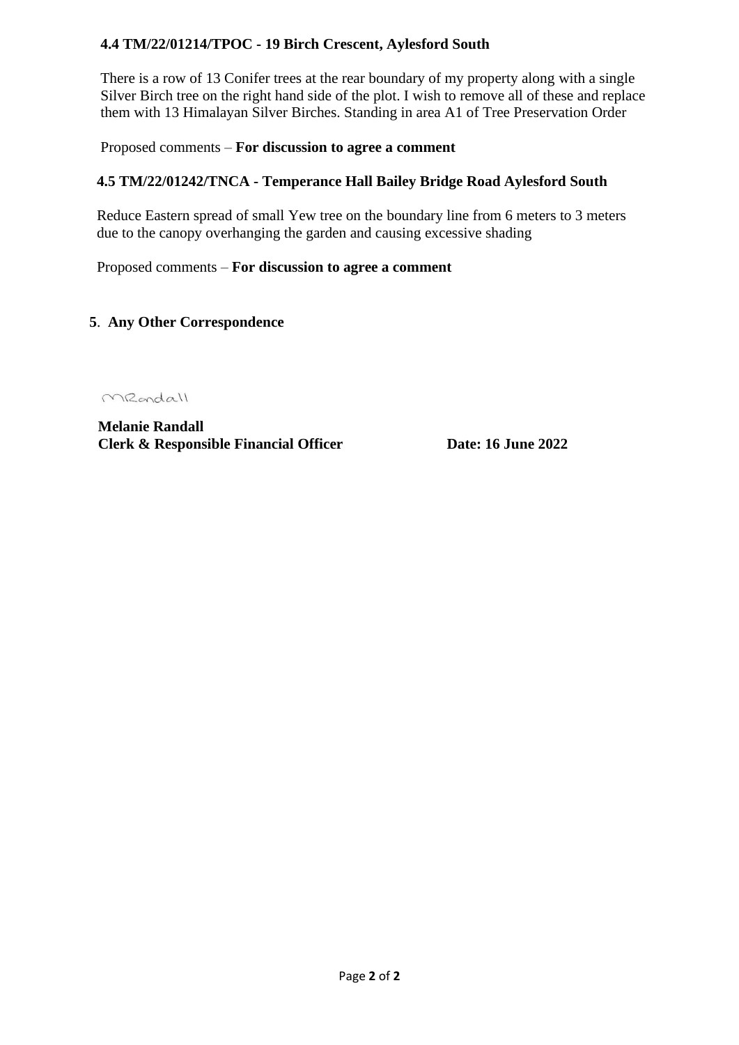**4.4 TM/22/01214/TPOC - 19 Birch Crescent, Aylesford South**

There is a row of 13 Conifer trees at the rear boundary of my property along with a single Silver Birch tree on the right hand side of the plot. I wish to remove all of these and replace them with 13 Himalayan Silver Birches. Standing in area A1 of Tree Preservation Order

Proposed comments – **For discussion to agree a comment**

**4.5 TM/22/01242/TNCA - Temperance Hall Bailey Bridge Road Aylesford South**

Reduce Eastern spread of small Yew tree on the boundary line from 6 meters to 3 meters due to the canopy overhanging the garden and causing excessive shading

Proposed comments – **For discussion to agree a comment**

**5. Any Other Correspondence**

MRandall

**Melanie Randall**
**Clerk & Responsible Financial Officer** **Date: 16 June 2022**